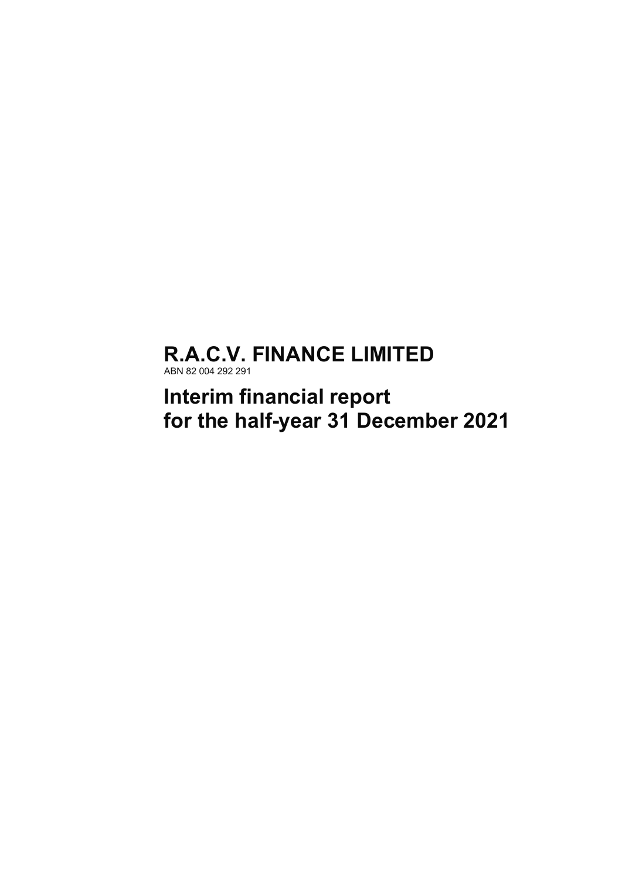# R.A.C.V. FINANCE LIMITED

ABN 82 004 292 291

# Interim financial report for the half-year 31 December 2021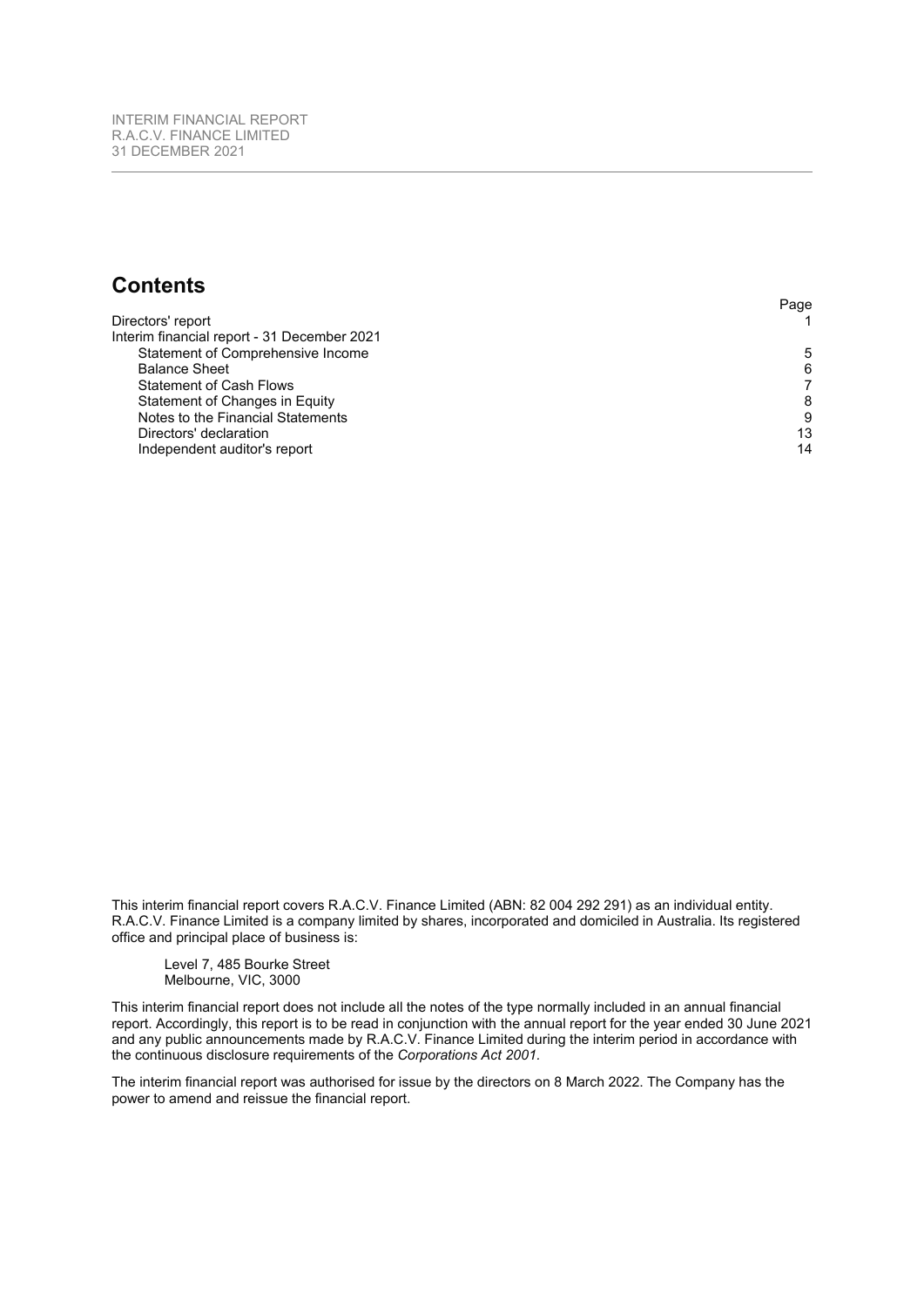# Contents

| | Page |
|---|---|
| Directors' report | 1 |
| Interim financial report - 31 December 2021 | |
| Statement of Comprehensive Income | 5 |
| Balance Sheet | 6 |
| Statement of Cash Flows | 7 |
| Statement of Changes in Equity | 8 |
| Notes to the Financial Statements | 9 |
| Directors' declaration | 13 |
| Independent auditor's report | 14 |

This interim financial report covers R.A.C.V. Finance Limited (ABN: 82 004 292 291) as an individual entity. R.A.C.V. Finance Limited is a company limited by shares, incorporated and domiciled in Australia. Its registered office and principal place of business is:

Level 7, 485 Bourke Street
Melbourne, VIC, 3000

This interim financial report does not include all the notes of the type normally included in an annual financial report. Accordingly, this report is to be read in conjunction with the annual report for the year ended 30 June 2021 and any public announcements made by R.A.C.V. Finance Limited during the interim period in accordance with the continuous disclosure requirements of the *Corporations Act 2001.*

The interim financial report was authorised for issue by the directors on 8 March 2022. The Company has the power to amend and reissue the financial report.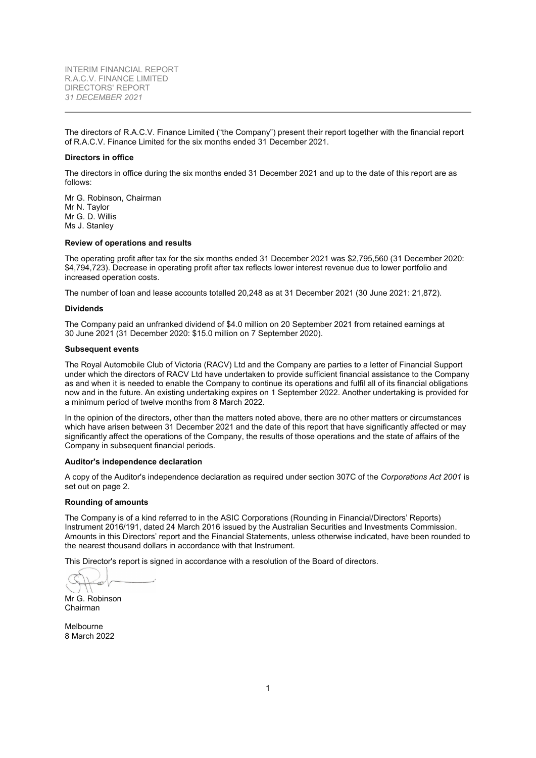INTERIM FINANCIAL REPORT
R.A.C.V. FINANCE LIMITED
DIRECTORS' REPORT
*31 DECEMBER 2021*

---

The directors of R.A.C.V. Finance Limited ("the Company") present their report together with the financial report of R.A.C.V. Finance Limited for the six months ended 31 December 2021.

**Directors in office**

The directors in office during the six months ended 31 December 2021 and up to the date of this report are as follows:

Mr G. Robinson, Chairman
Mr N. Taylor
Mr G. D. Willis
Ms J. Stanley

**Review of operations and results**

The operating profit after tax for the six months ended 31 December 2021 was $2,795,560 (31 December 2020: $4,794,723). Decrease in operating profit after tax reflects lower interest revenue due to lower portfolio and increased operation costs.

The number of loan and lease accounts totalled 20,248 as at 31 December 2021 (30 June 2021: 21,872).

**Dividends**

The Company paid an unfranked dividend of $4.0 million on 20 September 2021 from retained earnings at 30 June 2021 (31 December 2020: $15.0 million on 7 September 2020).

**Subsequent events**

The Royal Automobile Club of Victoria (RACV) Ltd and the Company are parties to a letter of Financial Support under which the directors of RACV Ltd have undertaken to provide sufficient financial assistance to the Company as and when it is needed to enable the Company to continue its operations and fulfil all of its financial obligations now and in the future. An existing undertaking expires on 1 September 2022. Another undertaking is provided for a minimum period of twelve months from 8 March 2022.

In the opinion of the directors, other than the matters noted above, there are no other matters or circumstances which have arisen between 31 December 2021 and the date of this report that have significantly affected or may significantly affect the operations of the Company, the results of those operations and the state of affairs of the Company in subsequent financial periods.

**Auditor's independence declaration**

A copy of the Auditor's independence declaration as required under section 307C of the *Corporations Act 2001* is set out on page 2.

**Rounding of amounts**

The Company is of a kind referred to in the ASIC Corporations (Rounding in Financial/Directors' Reports) Instrument 2016/191, dated 24 March 2016 issued by the Australian Securities and Investments Commission. Amounts in this Directors' report and the Financial Statements, unless otherwise indicated, have been rounded to the nearest thousand dollars in accordance with that Instrument.

This Director's report is signed in accordance with a resolution of the Board of directors.

Mr G. Robinson
Chairman

Melbourne
8 March 2022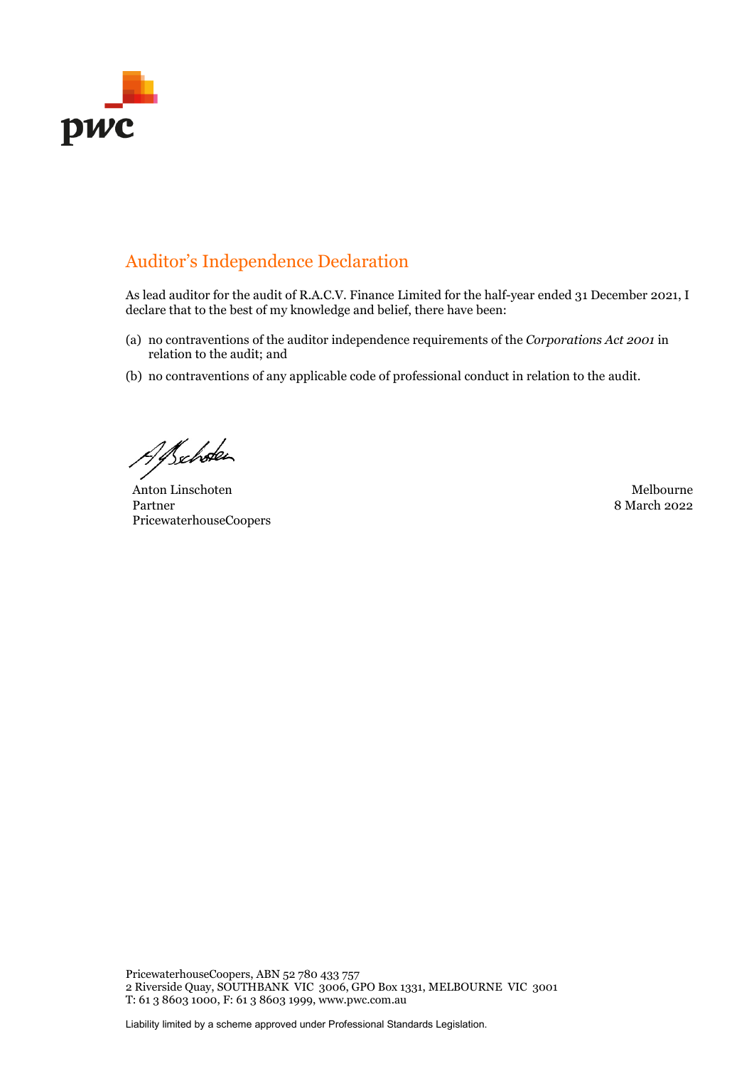# Auditor's Independence Declaration

As lead auditor for the audit of R.A.C.V. Finance Limited for the half-year ended 31 December 2021, I declare that to the best of my knowledge and belief, there have been:

(a) no contraventions of the auditor independence requirements of the *Corporations Act 2001* in relation to the audit; and

(b) no contraventions of any applicable code of professional conduct in relation to the audit.

Anton Linschoten
Partner
PricewaterhouseCoopers

Melbourne
8 March 2022

PricewaterhouseCoopers, ABN 52 780 433 757
2 Riverside Quay, SOUTHBANK VIC 3006, GPO Box 1331, MELBOURNE VIC 3001
T: 61 3 8603 1000, F: 61 3 8603 1999, www.pwc.com.au

Liability limited by a scheme approved under Professional Standards Legislation.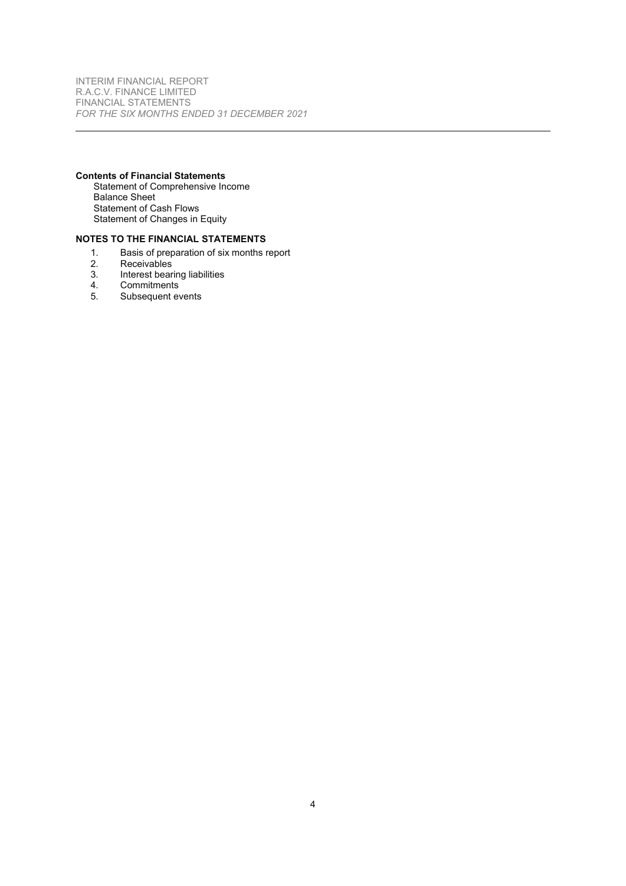**Contents of Financial Statements**

Statement of Comprehensive Income
Balance Sheet
Statement of Cash Flows
Statement of Changes in Equity

**NOTES TO THE FINANCIAL STATEMENTS**

1. Basis of preparation of six months report
2. Receivables
3. Interest bearing liabilities
4. Commitments
5. Subsequent events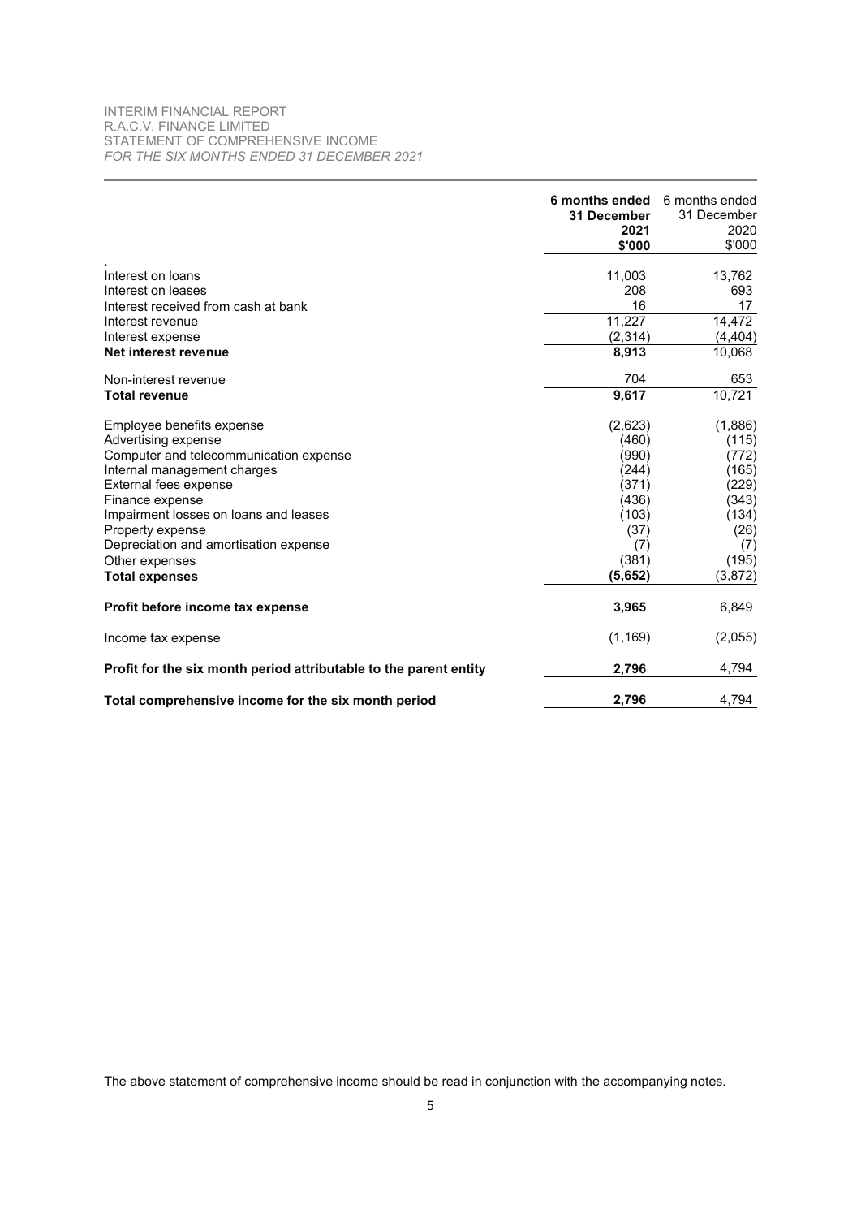INTERIM FINANCIAL REPORT
R.A.C.V. FINANCE LIMITED
STATEMENT OF COMPREHENSIVE INCOME
*FOR THE SIX MONTHS ENDED 31 DECEMBER 2021*

| | **6 months ended 31 December 2021 $'000** | 6 months ended 31 December 2020 $'000 |
|---|---|---|
| Interest on loans | 11,003 | 13,762 |
| Interest on leases | 208 | 693 |
| Interest received from cash at bank | 16 | 17 |
| Interest revenue | 11,227 | 14,472 |
| Interest expense | (2,314) | (4,404) |
| **Net interest revenue** | **8,913** | 10,068 |
| Non-interest revenue | 704 | 653 |
| **Total revenue** | **9,617** | 10,721 |
| Employee benefits expense | (2,623) | (1,886) |
| Advertising expense | (460) | (115) |
| Computer and telecommunication expense | (990) | (772) |
| Internal management charges | (244) | (165) |
| External fees expense | (371) | (229) |
| Finance expense | (436) | (343) |
| Impairment losses on loans and leases | (103) | (134) |
| Property expense | (37) | (26) |
| Depreciation and amortisation expense | (7) | (7) |
| Other expenses | (381) | (195) |
| **Total expenses** | **(5,652)** | (3,872) |
| **Profit before income tax expense** | **3,965** | 6,849 |
| Income tax expense | (1,169) | (2,055) |
| **Profit for the six month period attributable to the parent entity** | **2,796** | 4,794 |
| **Total comprehensive income for the six month period** | **2,796** | 4,794 |

The above statement of comprehensive income should be read in conjunction with the accompanying notes.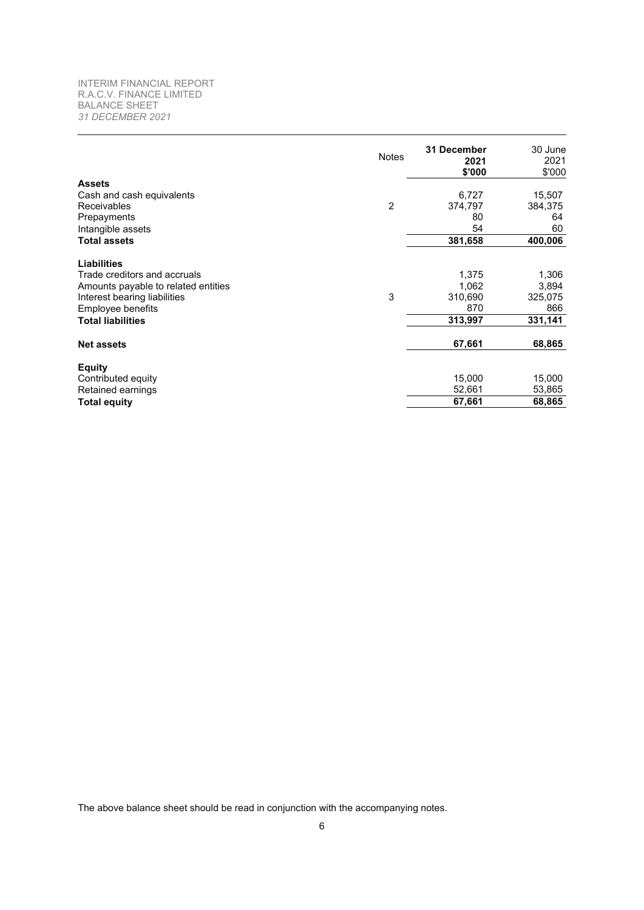INTERIM FINANCIAL REPORT
R.A.C.V. FINANCE LIMITED
BALANCE SHEET
*31 DECEMBER 2021*

| | Notes | 31 December 2021 $'000 | 30 June 2021 $'000 |
|---|---|---|---|
| **Assets** | | | |
| Cash and cash equivalents | | 6,727 | 15,507 |
| Receivables | 2 | 374,797 | 384,375 |
| Prepayments | | 80 | 64 |
| Intangible assets | | 54 | 60 |
| **Total assets** | | **381,658** | **400,006** |
| **Liabilities** | | | |
| Trade creditors and accruals | | 1,375 | 1,306 |
| Amounts payable to related entities | | 1,062 | 3,894 |
| Interest bearing liabilities | 3 | 310,690 | 325,075 |
| Employee benefits | | 870 | 866 |
| **Total liabilities** | | **313,997** | **331,141** |
| **Net assets** | | **67,661** | **68,865** |
| **Equity** | | | |
| Contributed equity | | 15,000 | 15,000 |
| Retained earnings | | 52,661 | 53,865 |
| **Total equity** | | **67,661** | **68,865** |

The above balance sheet should be read in conjunction with the accompanying notes.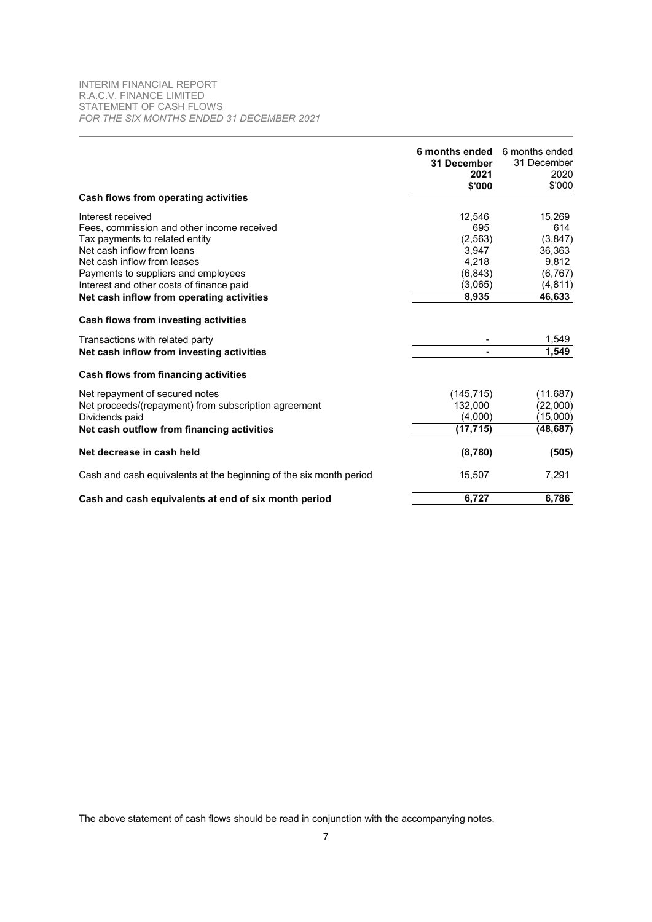INTERIM FINANCIAL REPORT
R.A.C.V. FINANCE LIMITED
STATEMENT OF CASH FLOWS
*FOR THE SIX MONTHS ENDED 31 DECEMBER 2021*

| | **6 months ended 31 December 2021 $'000** | 6 months ended 31 December 2020 $'000 |
|---|---|---|
| **Cash flows from operating activities** | | |
| Interest received | 12,546 | 15,269 |
| Fees, commission and other income received | 695 | 614 |
| Tax payments to related entity | (2,563) | (3,847) |
| Net cash inflow from loans | 3,947 | 36,363 |
| Net cash inflow from leases | 4,218 | 9,812 |
| Payments to suppliers and employees | (6,843) | (6,767) |
| Interest and other costs of finance paid | (3,065) | (4,811) |
| **Net cash inflow from operating activities** | **8,935** | **46,633** |
| **Cash flows from investing activities** | | |
| Transactions with related party | - | 1,549 |
| **Net cash inflow from investing activities** | **-** | **1,549** |
| **Cash flows from financing activities** | | |
| Net repayment of secured notes | (145,715) | (11,687) |
| Net proceeds/(repayment) from subscription agreement | 132,000 | (22,000) |
| Dividends paid | (4,000) | (15,000) |
| **Net cash outflow from financing activities** | **(17,715)** | **(48,687)** |
| **Net decrease in cash held** | **(8,780)** | **(505)** |
| Cash and cash equivalents at the beginning of the six month period | 15,507 | 7,291 |
| **Cash and cash equivalents at end of six month period** | **6,727** | **6,786** |

The above statement of cash flows should be read in conjunction with the accompanying notes.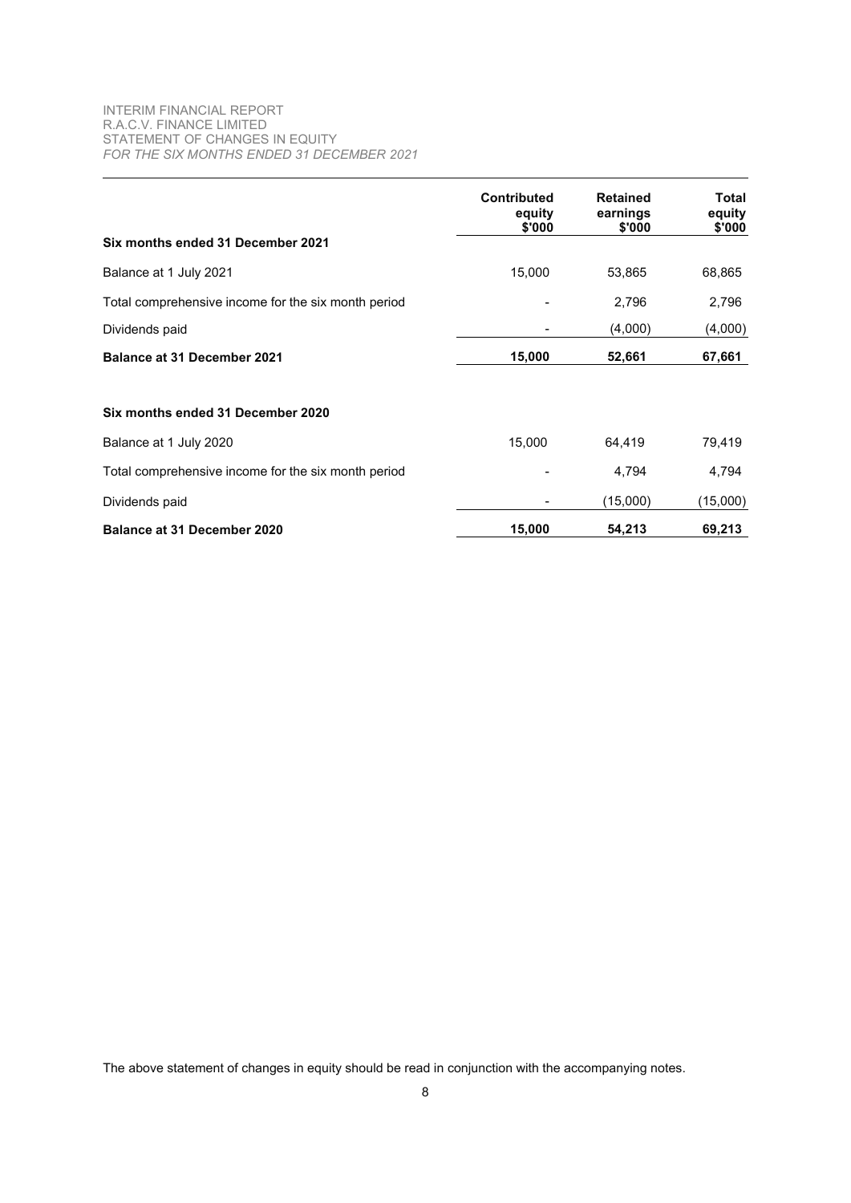INTERIM FINANCIAL REPORT
R.A.C.V. FINANCE LIMITED
STATEMENT OF CHANGES IN EQUITY
*FOR THE SIX MONTHS ENDED 31 DECEMBER 2021*

| | Contributed equity $'000 | Retained earnings $'000 | Total equity $'000 |
|---|---|---|---|
| **Six months ended 31 December 2021** | | | |
| Balance at 1 July 2021 | 15,000 | 53,865 | 68,865 |
| Total comprehensive income for the six month period | - | 2,796 | 2,796 |
| Dividends paid | - | (4,000) | (4,000) |
| **Balance at 31 December 2021** | **15,000** | **52,661** | **67,661** |
| | | | |
| **Six months ended 31 December 2020** | | | |
| Balance at 1 July 2020 | 15,000 | 64,419 | 79,419 |
| Total comprehensive income for the six month period | - | 4,794 | 4,794 |
| Dividends paid | - | (15,000) | (15,000) |
| **Balance at 31 December 2020** | **15,000** | **54,213** | **69,213** |

The above statement of changes in equity should be read in conjunction with the accompanying notes.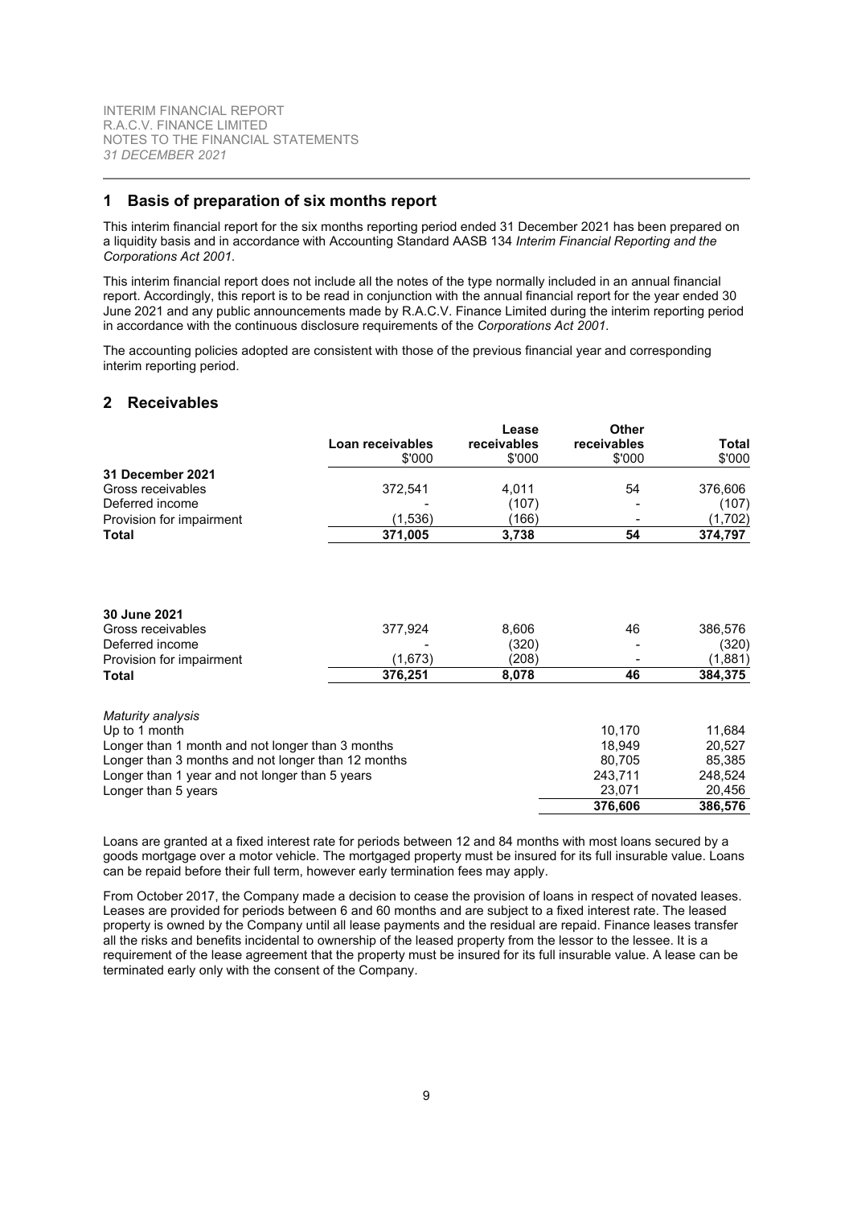## 1 Basis of preparation of six months report

This interim financial report for the six months reporting period ended 31 December 2021 has been prepared on a liquidity basis and in accordance with Accounting Standard AASB 134 *Interim Financial Reporting and the Corporations Act 2001*.

This interim financial report does not include all the notes of the type normally included in an annual financial report. Accordingly, this report is to be read in conjunction with the annual financial report for the year ended 30 June 2021 and any public announcements made by R.A.C.V. Finance Limited during the interim reporting period in accordance with the continuous disclosure requirements of the *Corporations Act 2001*.

The accounting policies adopted are consistent with those of the previous financial year and corresponding interim reporting period.

## 2 Receivables

| | Loan receivables $'000 | Lease receivables $'000 | Other receivables $'000 | Total $'000 |
|---|---|---|---|---|
| **31 December 2021** | | | | |
| Gross receivables | 372,541 | 4,011 | 54 | 376,606 |
| Deferred income | - | (107) | - | (107) |
| Provision for impairment | (1,536) | (166) | - | (1,702) |
| **Total** | **371,005** | **3,738** | **54** | **374,797** |
| | | | | |
| **30 June 2021** | | | | |
| Gross receivables | 377,924 | 8,606 | 46 | 386,576 |
| Deferred income | - | (320) | - | (320) |
| Provision for impairment | (1,673) | (208) | - | (1,881) |
| **Total** | **376,251** | **8,078** | **46** | **384,375** |

| *Maturity analysis* | | |
|---|---|---|
| Up to 1 month | 10,170 | 11,684 |
| Longer than 1 month and not longer than 3 months | 18,949 | 20,527 |
| Longer than 3 months and not longer than 12 months | 80,705 | 85,385 |
| Longer than 1 year and not longer than 5 years | 243,711 | 248,524 |
| Longer than 5 years | 23,071 | 20,456 |
| | **376,606** | **386,576** |

Loans are granted at a fixed interest rate for periods between 12 and 84 months with most loans secured by a goods mortgage over a motor vehicle. The mortgaged property must be insured for its full insurable value. Loans can be repaid before their full term, however early termination fees may apply.

From October 2017, the Company made a decision to cease the provision of loans in respect of novated leases. Leases are provided for periods between 6 and 60 months and are subject to a fixed interest rate. The leased property is owned by the Company until all lease payments and the residual are repaid. Finance leases transfer all the risks and benefits incidental to ownership of the leased property from the lessor to the lessee. It is a requirement of the lease agreement that the property must be insured for its full insurable value. A lease can be terminated early only with the consent of the Company.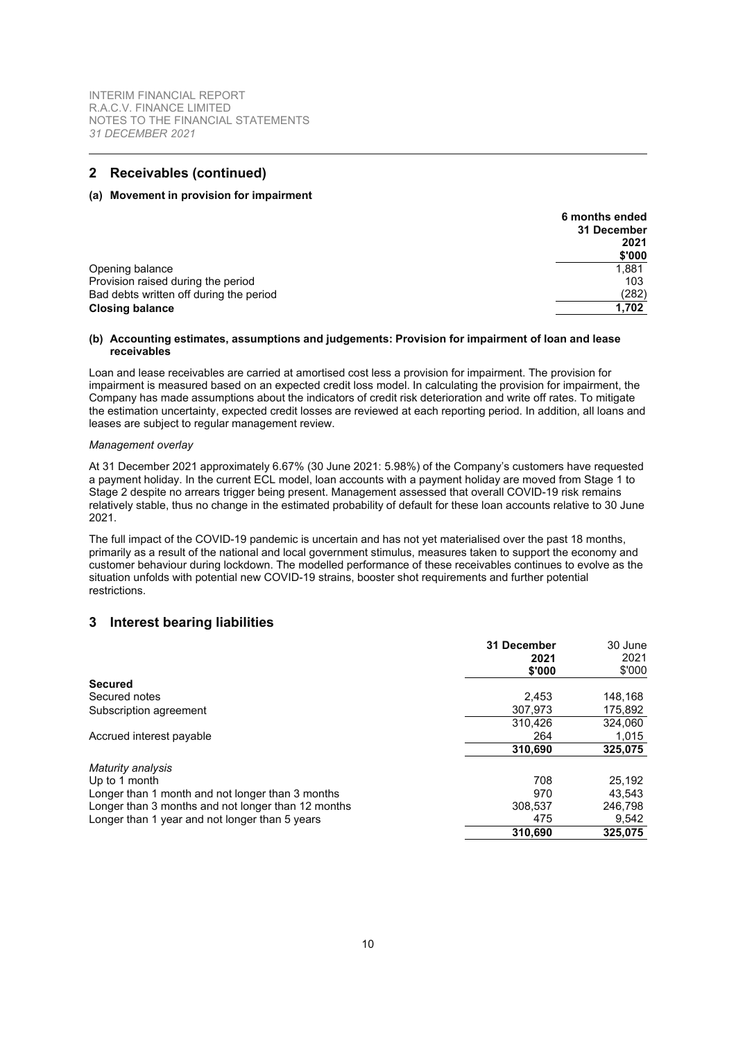## 2 Receivables (continued)

### (a) Movement in provision for impairment

| | 6 months ended 31 December 2021 $'000 |
|---|---|
| Opening balance | 1,881 |
| Provision raised during the period | 103 |
| Bad debts written off during the period | (282) |
| **Closing balance** | **1,702** |

### (b) Accounting estimates, assumptions and judgements: Provision for impairment of loan and lease receivables

Loan and lease receivables are carried at amortised cost less a provision for impairment. The provision for impairment is measured based on an expected credit loss model. In calculating the provision for impairment, the Company has made assumptions about the indicators of credit risk deterioration and write off rates. To mitigate the estimation uncertainty, expected credit losses are reviewed at each reporting period. In addition, all loans and leases are subject to regular management review.

*Management overlay*

At 31 December 2021 approximately 6.67% (30 June 2021: 5.98%) of the Company's customers have requested a payment holiday. In the current ECL model, loan accounts with a payment holiday are moved from Stage 1 to Stage 2 despite no arrears trigger being present. Management assessed that overall COVID-19 risk remains relatively stable, thus no change in the estimated probability of default for these loan accounts relative to 30 June 2021.

The full impact of the COVID-19 pandemic is uncertain and has not yet materialised over the past 18 months, primarily as a result of the national and local government stimulus, measures taken to support the economy and customer behaviour during lockdown. The modelled performance of these receivables continues to evolve as the situation unfolds with potential new COVID-19 strains, booster shot requirements and further potential restrictions.

## 3 Interest bearing liabilities

| | 31 December 2021 $'000 | 30 June 2021 $'000 |
|---|---|---|
| **Secured** | | |
| Secured notes | 2,453 | 148,168 |
| Subscription agreement | 307,973 | 175,892 |
| | 310,426 | 324,060 |
| Accrued interest payable | 264 | 1,015 |
| | **310,690** | **325,075** |
| *Maturity analysis* | | |
| Up to 1 month | 708 | 25,192 |
| Longer than 1 month and not longer than 3 months | 970 | 43,543 |
| Longer than 3 months and not longer than 12 months | 308,537 | 246,798 |
| Longer than 1 year and not longer than 5 years | 475 | 9,542 |
| | **310,690** | **325,075** |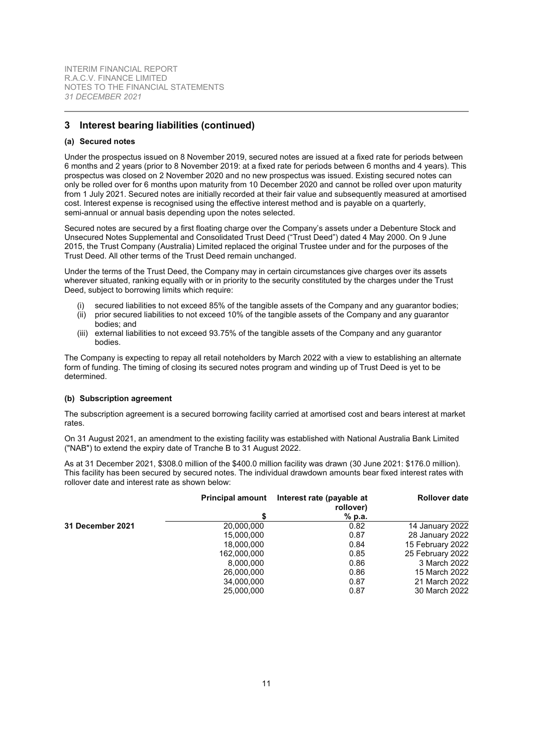## 3 Interest bearing liabilities (continued)

### (a) Secured notes

Under the prospectus issued on 8 November 2019, secured notes are issued at a fixed rate for periods between 6 months and 2 years (prior to 8 November 2019: at a fixed rate for periods between 6 months and 4 years). This prospectus was closed on 2 November 2020 and no new prospectus was issued. Existing secured notes can only be rolled over for 6 months upon maturity from 10 December 2020 and cannot be rolled over upon maturity from 1 July 2021. Secured notes are initially recorded at their fair value and subsequently measured at amortised cost. Interest expense is recognised using the effective interest method and is payable on a quarterly, semi-annual or annual basis depending upon the notes selected.

Secured notes are secured by a first floating charge over the Company's assets under a Debenture Stock and Unsecured Notes Supplemental and Consolidated Trust Deed ("Trust Deed") dated 4 May 2000. On 9 June 2015, the Trust Company (Australia) Limited replaced the original Trustee under and for the purposes of the Trust Deed. All other terms of the Trust Deed remain unchanged.

Under the terms of the Trust Deed, the Company may in certain circumstances give charges over its assets wherever situated, ranking equally with or in priority to the security constituted by the charges under the Trust Deed, subject to borrowing limits which require:

(i) secured liabilities to not exceed 85% of the tangible assets of the Company and any guarantor bodies;
(ii) prior secured liabilities to not exceed 10% of the tangible assets of the Company and any guarantor bodies; and
(iii) external liabilities to not exceed 93.75% of the tangible assets of the Company and any guarantor bodies.

The Company is expecting to repay all retail noteholders by March 2022 with a view to establishing an alternate form of funding. The timing of closing its secured notes program and winding up of Trust Deed is yet to be determined.

### (b) Subscription agreement

The subscription agreement is a secured borrowing facility carried at amortised cost and bears interest at market rates.

On 31 August 2021, an amendment to the existing facility was established with National Australia Bank Limited ("NAB") to extend the expiry date of Tranche B to 31 August 2022.

As at 31 December 2021, $308.0 million of the $400.0 million facility was drawn (30 June 2021: $176.0 million). This facility has been secured by secured notes. The individual drawdown amounts bear fixed interest rates with rollover date and interest rate as shown below:

| | **Principal amount** | **Interest rate (payable at rollover)** | **Rollover date** |
|---|---|---|---|
| | **$** | **% p.a.** | |
| **31 December 2021** | 20,000,000 | 0.82 | 14 January 2022 |
| | 15,000,000 | 0.87 | 28 January 2022 |
| | 18,000,000 | 0.84 | 15 February 2022 |
| | 162,000,000 | 0.85 | 25 February 2022 |
| | 8,000,000 | 0.86 | 3 March 2022 |
| | 26,000,000 | 0.86 | 15 March 2022 |
| | 34,000,000 | 0.87 | 21 March 2022 |
| | 25,000,000 | 0.87 | 30 March 2022 |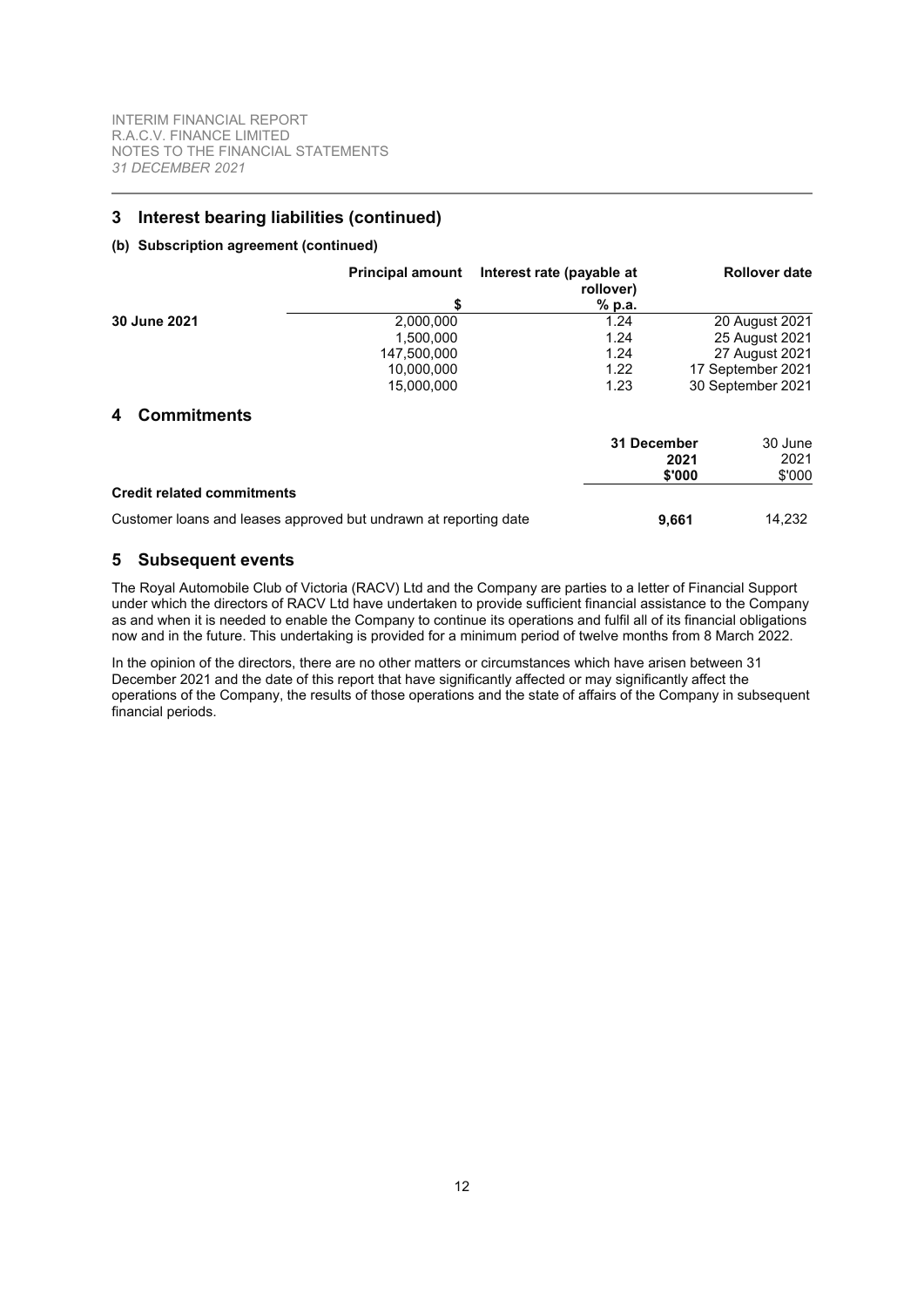## 3 Interest bearing liabilities (continued)

### (b) Subscription agreement (continued)

| | Principal amount<br>$ | Interest rate (payable at rollover)<br>% p.a. | Rollover date |
|---|---|---|---|
| **30 June 2021** | 2,000,000 | 1.24 | 20 August 2021 |
| | 1,500,000 | 1.24 | 25 August 2021 |
| | 147,500,000 | 1.24 | 27 August 2021 |
| | 10,000,000 | 1.22 | 17 September 2021 |
| | 15,000,000 | 1.23 | 30 September 2021 |

## 4 Commitments

| | **31 December 2021**<br>**$'000** | 30 June 2021<br>$'000 |
|---|---|---|
| **Credit related commitments** | | |
| Customer loans and leases approved but undrawn at reporting date | **9,661** | 14,232 |

## 5 Subsequent events

The Royal Automobile Club of Victoria (RACV) Ltd and the Company are parties to a letter of Financial Support under which the directors of RACV Ltd have undertaken to provide sufficient financial assistance to the Company as and when it is needed to enable the Company to continue its operations and fulfil all of its financial obligations now and in the future. This undertaking is provided for a minimum period of twelve months from 8 March 2022.

In the opinion of the directors, there are no other matters or circumstances which have arisen between 31 December 2021 and the date of this report that have significantly affected or may significantly affect the operations of the Company, the results of those operations and the state of affairs of the Company in subsequent financial periods.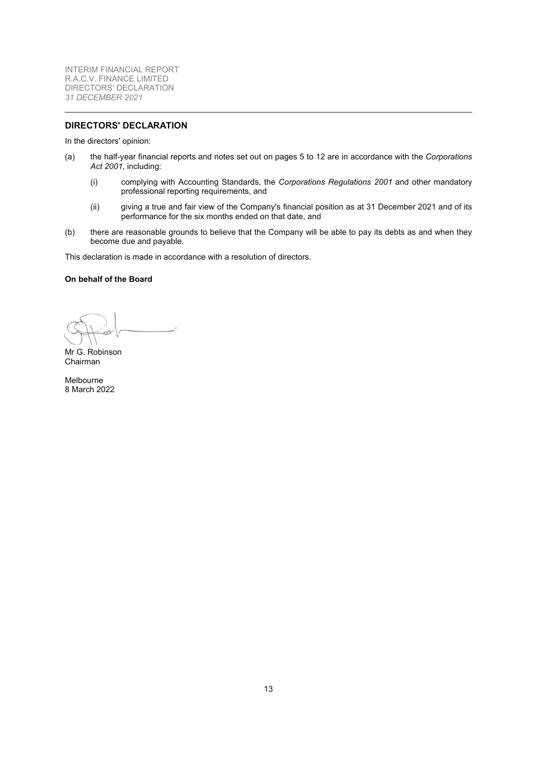## DIRECTORS' DECLARATION

In the directors' opinion:

(a) the half-year financial reports and notes set out on pages 5 to 12 are in accordance with the *Corporations Act 2001*, including:

   (i) complying with Accounting Standards, the *Corporations Regulations 2001* and other mandatory professional reporting requirements, and

   (ii) giving a true and fair view of the Company's financial position as at 31 December 2021 and of its performance for the six months ended on that date, and

(b) there are reasonable grounds to believe that the Company will be able to pay its debts as and when they become due and payable.

This declaration is made in accordance with a resolution of directors.

**On behalf of the Board**

Mr G. Robinson
Chairman

Melbourne
8 March 2022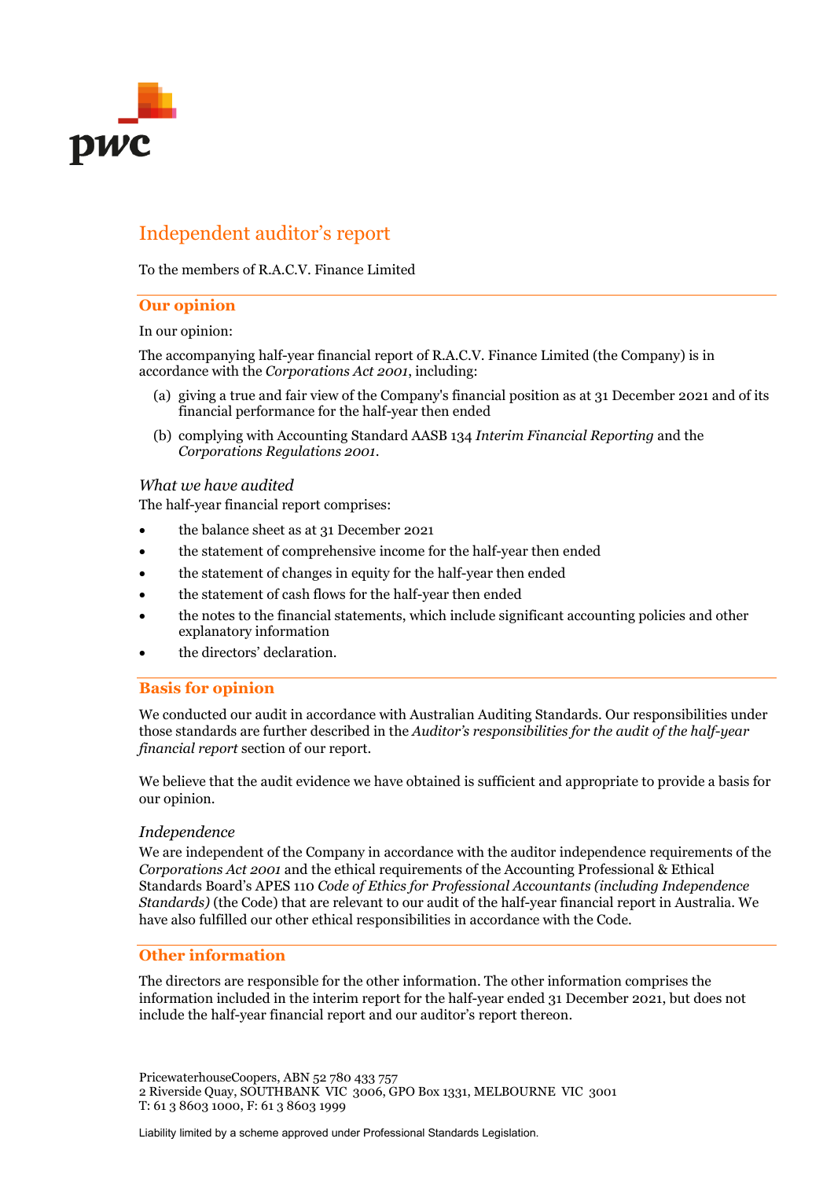# Independent auditor's report

To the members of R.A.C.V. Finance Limited

## Our opinion

In our opinion:

The accompanying half-year financial report of R.A.C.V. Finance Limited (the Company) is in accordance with the *Corporations Act 2001*, including:

(a) giving a true and fair view of the Company's financial position as at 31 December 2021 and of its financial performance for the half-year then ended

(b) complying with Accounting Standard AASB 134 *Interim Financial Reporting* and the *Corporations Regulations 2001*.

### *What we have audited*

The half-year financial report comprises:

- the balance sheet as at 31 December 2021
- the statement of comprehensive income for the half-year then ended
- the statement of changes in equity for the half-year then ended
- the statement of cash flows for the half-year then ended
- the notes to the financial statements, which include significant accounting policies and other explanatory information
- the directors' declaration.

## Basis for opinion

We conducted our audit in accordance with Australian Auditing Standards. Our responsibilities under those standards are further described in the *Auditor's responsibilities for the audit of the half-year financial report* section of our report.

We believe that the audit evidence we have obtained is sufficient and appropriate to provide a basis for our opinion.

### *Independence*

We are independent of the Company in accordance with the auditor independence requirements of the *Corporations Act 2001* and the ethical requirements of the Accounting Professional & Ethical Standards Board's APES 110 *Code of Ethics for Professional Accountants (including Independence Standards)* (the Code) that are relevant to our audit of the half-year financial report in Australia. We have also fulfilled our other ethical responsibilities in accordance with the Code.

## Other information

The directors are responsible for the other information. The other information comprises the information included in the interim report for the half-year ended 31 December 2021, but does not include the half-year financial report and our auditor's report thereon.

PricewaterhouseCoopers, ABN 52 780 433 757
2 Riverside Quay, SOUTHBANK VIC 3006, GPO Box 1331, MELBOURNE VIC 3001
T: 61 3 8603 1000, F: 61 3 8603 1999

Liability limited by a scheme approved under Professional Standards Legislation.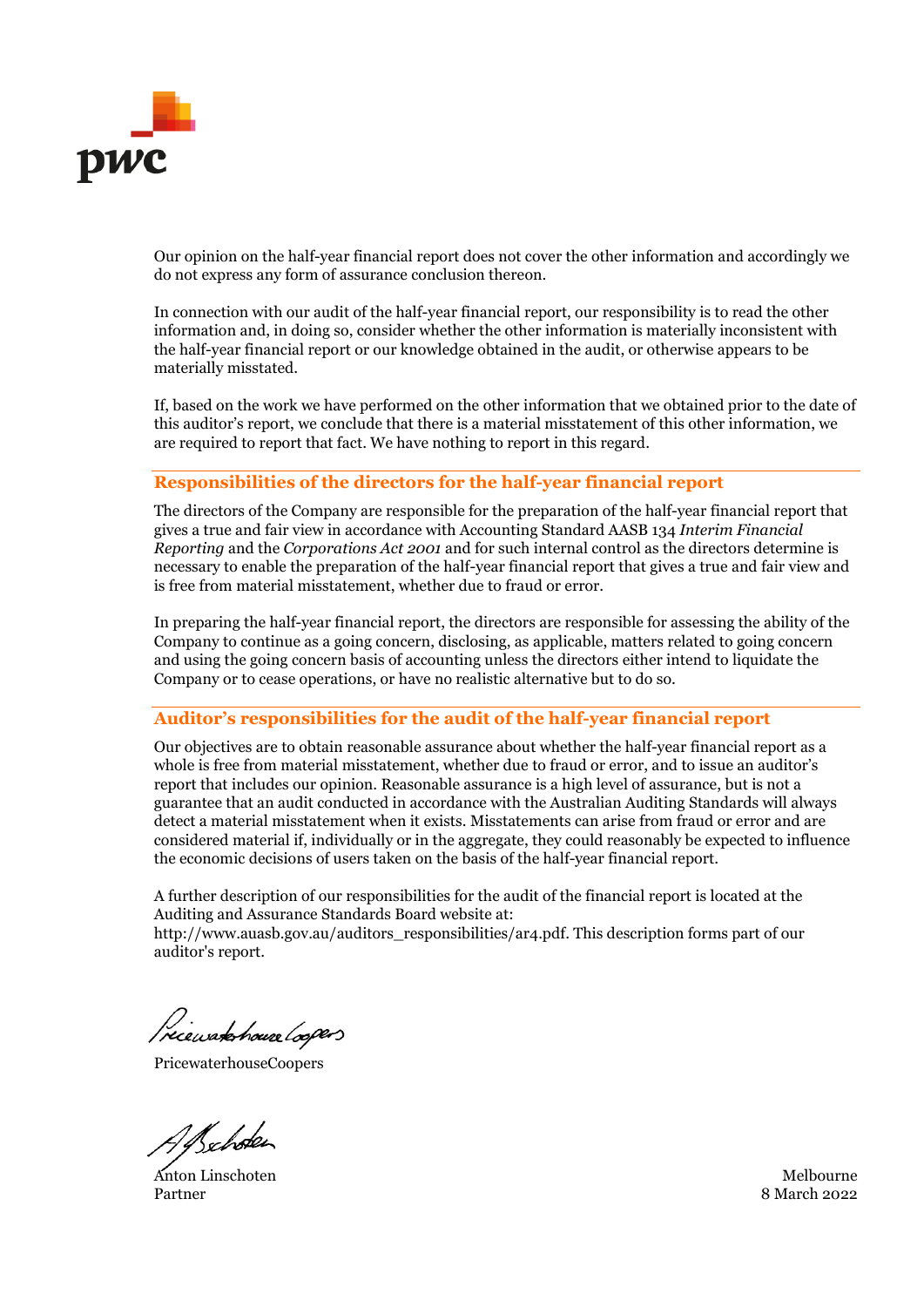Our opinion on the half-year financial report does not cover the other information and accordingly we do not express any form of assurance conclusion thereon.

In connection with our audit of the half-year financial report, our responsibility is to read the other information and, in doing so, consider whether the other information is materially inconsistent with the half-year financial report or our knowledge obtained in the audit, or otherwise appears to be materially misstated.

If, based on the work we have performed on the other information that we obtained prior to the date of this auditor's report, we conclude that there is a material misstatement of this other information, we are required to report that fact. We have nothing to report in this regard.

## Responsibilities of the directors for the half-year financial report

The directors of the Company are responsible for the preparation of the half-year financial report that gives a true and fair view in accordance with Accounting Standard AASB 134 *Interim Financial Reporting* and the *Corporations Act 2001* and for such internal control as the directors determine is necessary to enable the preparation of the half-year financial report that gives a true and fair view and is free from material misstatement, whether due to fraud or error.

In preparing the half-year financial report, the directors are responsible for assessing the ability of the Company to continue as a going concern, disclosing, as applicable, matters related to going concern and using the going concern basis of accounting unless the directors either intend to liquidate the Company or to cease operations, or have no realistic alternative but to do so.

## Auditor's responsibilities for the audit of the half-year financial report

Our objectives are to obtain reasonable assurance about whether the half-year financial report as a whole is free from material misstatement, whether due to fraud or error, and to issue an auditor's report that includes our opinion. Reasonable assurance is a high level of assurance, but is not a guarantee that an audit conducted in accordance with the Australian Auditing Standards will always detect a material misstatement when it exists. Misstatements can arise from fraud or error and are considered material if, individually or in the aggregate, they could reasonably be expected to influence the economic decisions of users taken on the basis of the half-year financial report.

A further description of our responsibilities for the audit of the financial report is located at the Auditing and Assurance Standards Board website at: http://www.auasb.gov.au/auditors_responsibilities/ar4.pdf. This description forms part of our auditor's report.

PricewaterhouseCoopers

Anton Linschoten
Partner

Melbourne
8 March 2022